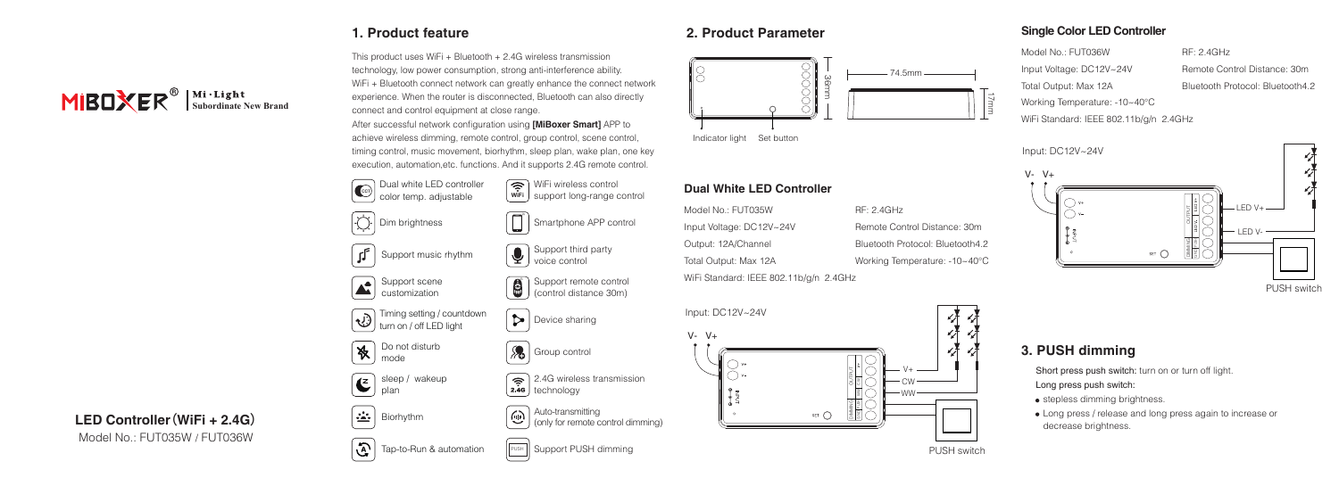MIBOXER® | Mi·Light Subordinate New Brand

# LED Controller（WiFi + 2.4G）

Model No.: FUT035W / FUT036W

## 1. Product feature

This product uses WiFi + Bluetooth + 2.4G wireless transmission technology, low power consumption, strong anti-interference ability. WiFi + Bluetooth connect network can greatly enhance the connect network experience. When the router is disconnected, Bluetooth can also directly connect and control equipment at close range.

After successful network configuration using **[MiBoxer Smart]** APP to achieve wireless dimming, remote control, group control, scene control, timing control, music movement, biorhythm, sleep plan, wake plan, one key execution, automation,etc. functions. And it supports 2.4G remote control.

- Dual white LED controller color temp. adjustable
- Dim brightness
- Support music rhythm
- Support scene customization
- Timing setting / countdown turn on / off LED light
- Do not disturb mode
- sleep / wakeup plan
- Biorhythm
- Tap-to-Run & automation
- WiFi wireless control support long-range control
- Smartphone APP control
- Support third party voice control
- Support remote control (control distance 30m)
- Device sharing
- Group control
- 2.4G wireless transmission technology
- Auto-transmitting (only for remote control dimming)
- Support PUSH dimming

## 2. Product Parameter

Dimensions: 74.5mm × 36mm × 17mm

Indicator light　Set button

### Dual White LED Controller

| | |
|---|---|
| Model No.: FUT035W | RF: 2.4GHz |
| Input Voltage: DC12V~24V | Remote Control Distance: 30m |
| Output: 12A/Channel | Bluetooth Protocol: Bluetooth4.2 |
| Total Output: Max 12A | Working Temperature: -10~40°C |
| WiFi Standard: IEEE 802.11b/g/n 2.4GHz | |

Input: DC12V~24V

V- V+　V+　CW　WW　PUSH switch

### Single Color LED Controller

| | |
|---|---|
| Model No.: FUT036W | RF: 2.4GHz |
| Input Voltage: DC12V~24V | Remote Control Distance: 30m |
| Total Output: Max 12A | Bluetooth Protocol: Bluetooth4.2 |
| Working Temperature: -10~40°C | |
| WiFi Standard: IEEE 802.11b/g/n 2.4GHz | |

Input: DC12V~24V

V- V+　LED V+　LED V-　PUSH switch

## 3. PUSH dimming

Short press push switch: turn on or turn off light.

Long press push switch:

- stepless dimming brightness.
- Long press / release and long press again to increase or decrease brightness.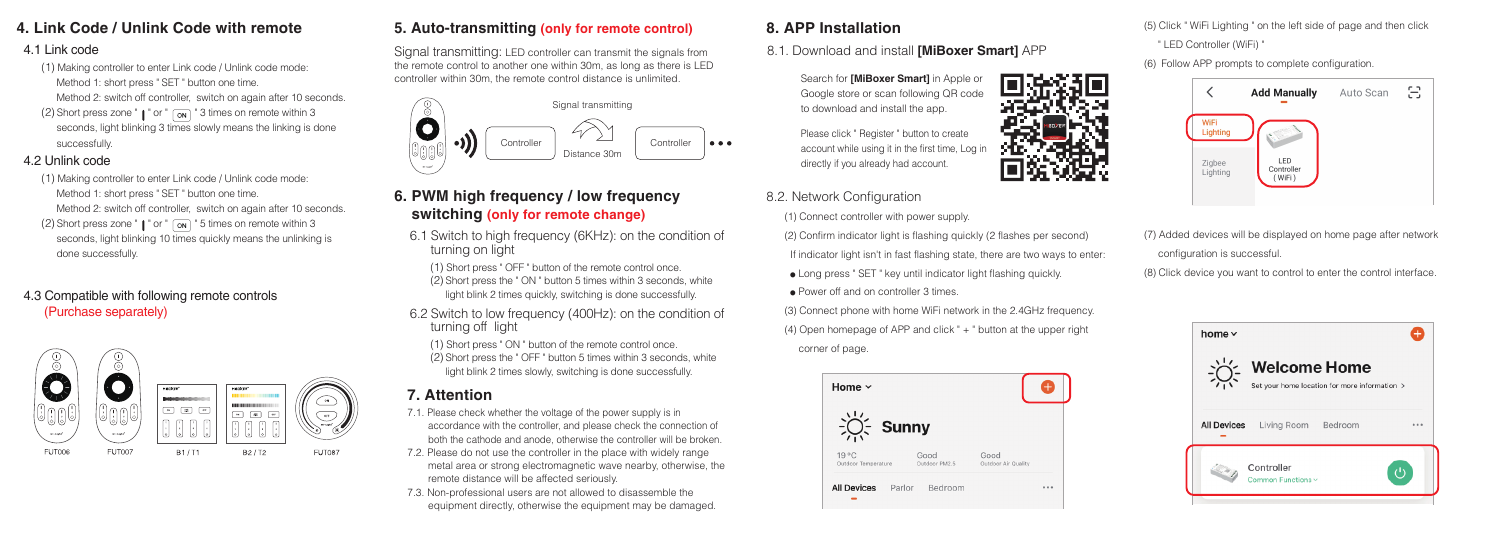## 4. Link Code / Unlink Code with remote

### 4.1 Link code

(1) Making controller to enter Link code / Unlink code mode:
Method 1: short press " SET " button one time.
Method 2: switch off controller, switch on again after 10 seconds.

(2) Short press zone " | " or " ON " 3 times on remote within 3 seconds, light blinking 3 times slowly means the linking is done successfully.

### 4.2 Unlink code

(1) Making controller to enter Link code / Unlink code mode:
Method 1: short press " SET " button one time.
Method 2: switch off controller, switch on again after 10 seconds.

(2) Short press zone " | " or " ON " 5 times on remote within 3 seconds, light blinking 10 times quickly means the unlinking is done successfully.

### 4.3 Compatible with following remote controls (Purchase separately)

FUT006 FUT007 B1 / T1 B2 / T2 FUT087

## 5. Auto-transmitting (only for remote control)

Signal transmitting: LED controller can transmit the signals from the remote control to another one within 30m, as long as there is LED controller within 30m, the remote control distance is unlimited.

Signal transmitting
Controller Controller
Distance 30m

## 6. PWM high frequency / low frequency switching (only for remote change)

6.1 Switch to high frequency (6KHz): on the condition of turning on light

(1) Short press " OFF " button of the remote control once.
(2) Short press the " ON " button 5 times within 3 seconds, white light blink 2 times quickly, switching is done successfully.

6.2 Switch to low frequency (400Hz): on the condition of turning off light

(1) Short press " ON " button of the remote control once.
(2) Short press the " OFF " button 5 times within 3 seconds, white light blink 2 times slowly, switching is done successfully.

## 7. Attention

7.1. Please check whether the voltage of the power supply is in accordance with the controller, and please check the connection of both the cathode and anode, otherwise the controller will be broken.

7.2. Please do not use the controller in the place with widely range metal area or strong electromagnetic wave nearby, otherwise, the remote distance will be affected seriously.

7.3. Non-professional users are not allowed to disassemble the equipment directly, otherwise the equipment may be damaged.

## 8. APP Installation

### 8.1. Download and install **[MiBoxer Smart]** APP

Search for **[MiBoxer Smart]** in Apple or Google store or scan following QR code to download and install the app.

Please click " Register " button to create account while using it in the first time, Log in directly if you already had account.

### 8.2. Network Configuration

(1) Connect controller with power supply.

(2) Confirm indicator light is flashing quickly (2 flashes per second)
If indicator light isn't in fast flashing state, there are two ways to enter:

- Long press " SET " key until indicator light flashing quickly.
- Power off and on controller 3 times.

(3) Connect phone with home WiFi network in the 2.4GHz frequency.

(4) Open homepage of APP and click " + " button at the upper right corner of page.

(5) Click " WiFi Lighting " on the left side of page and then click " LED Controller (WiFi) "

(6) Follow APP prompts to complete configuration.

(7) Added devices will be displayed on home page after network configuration is successful.

(8) Click device you want to control to enter the control interface.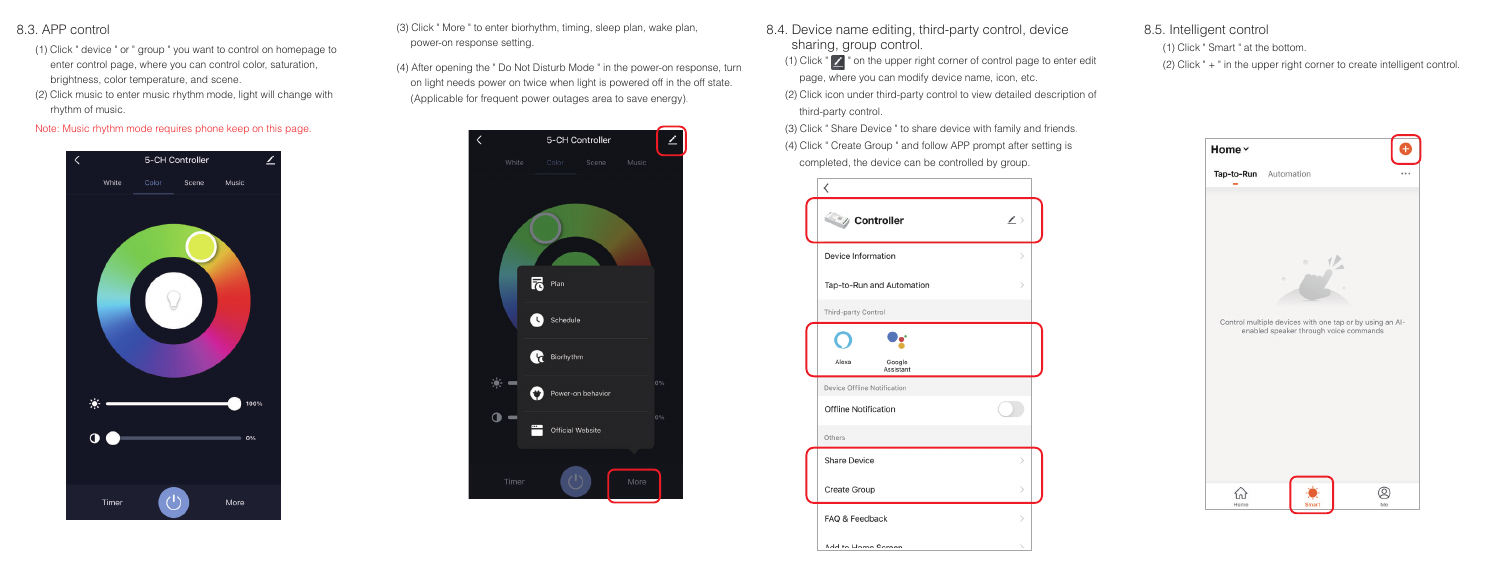## 8.3. APP control

(1) Click " device " or " group " you want to control on homepage to enter control page, where you can control color, saturation, brightness, color temperature, and scene.

(2) Click music to enter music rhythm mode, light will change with rhythm of music.

Note: Music rhythm mode requires phone keep on this page.

(3) Click " More " to enter biorhythm, timing, sleep plan, wake plan, power-on response setting.

(4) After opening the " Do Not Disturb Mode " in the power-on response, turn on light needs power on twice when light is powered off in the off state. (Applicable for frequent power outages area to save energy).

## 8.4. Device name editing, third-party control, device sharing, group control.

(1) Click " ✎ " on the upper right corner of control page to enter edit page, where you can modify device name, icon, etc.

(2) Click icon under third-party control to view detailed description of third-party control.

(3) Click " Share Device " to share device with family and friends.

(4) Click " Create Group " and follow APP prompt after setting is completed, the device can be controlled by group.

## 8.5. Intelligent control

(1) Click " Smart " at the bottom.

(2) Click " + " in the upper right corner to create intelligent control.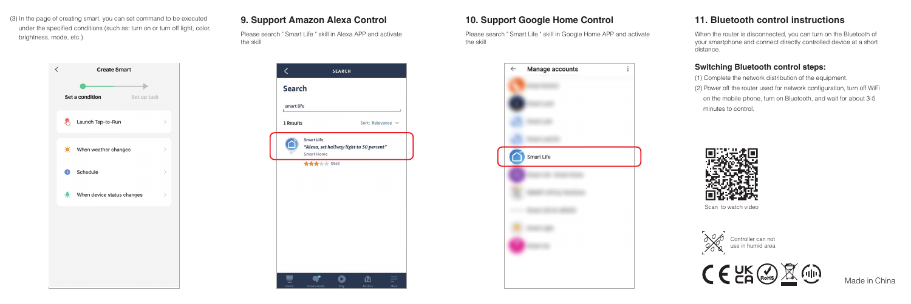(3) In the page of creating smart, you can set command to be executed under the specified conditions (such as: turn on or turn off light, color, brightness, mode, etc.)

Create Smart

Set a condition

Set up task

Launch Tap-to-Run

When weather changes

Schedule

When device status changes

## 9. Support Amazon Alexa Control

Please search " Smart Life " skill in Alexa APP and activate the skill

SEARCH

Search

smart life

1 Results

Sort: Relevance

Smart Life

"Alexa, set hallway light to 50 percent"

Smart Home

5946

## 10. Support Google Home Control

Please search " Smart Life " skill in Google Home APP and activate the skill

Manage accounts

Smart Life

## 11. Bluetooth control instructions

When the router is disconnected, you can turn on the Bluetooth of your smartphone and connect directly controlled device at a short distance.

### Switching Bluetooth control steps:

(1) Complete the network distribution of the equipment.

(2) Power off the router used for network configuration, turn off WiFi on the mobile phone, turn on Bluetooth, and wait for about 3-5 minutes to control.

Scan to watch video

Controller can not use in humid area

Made in China